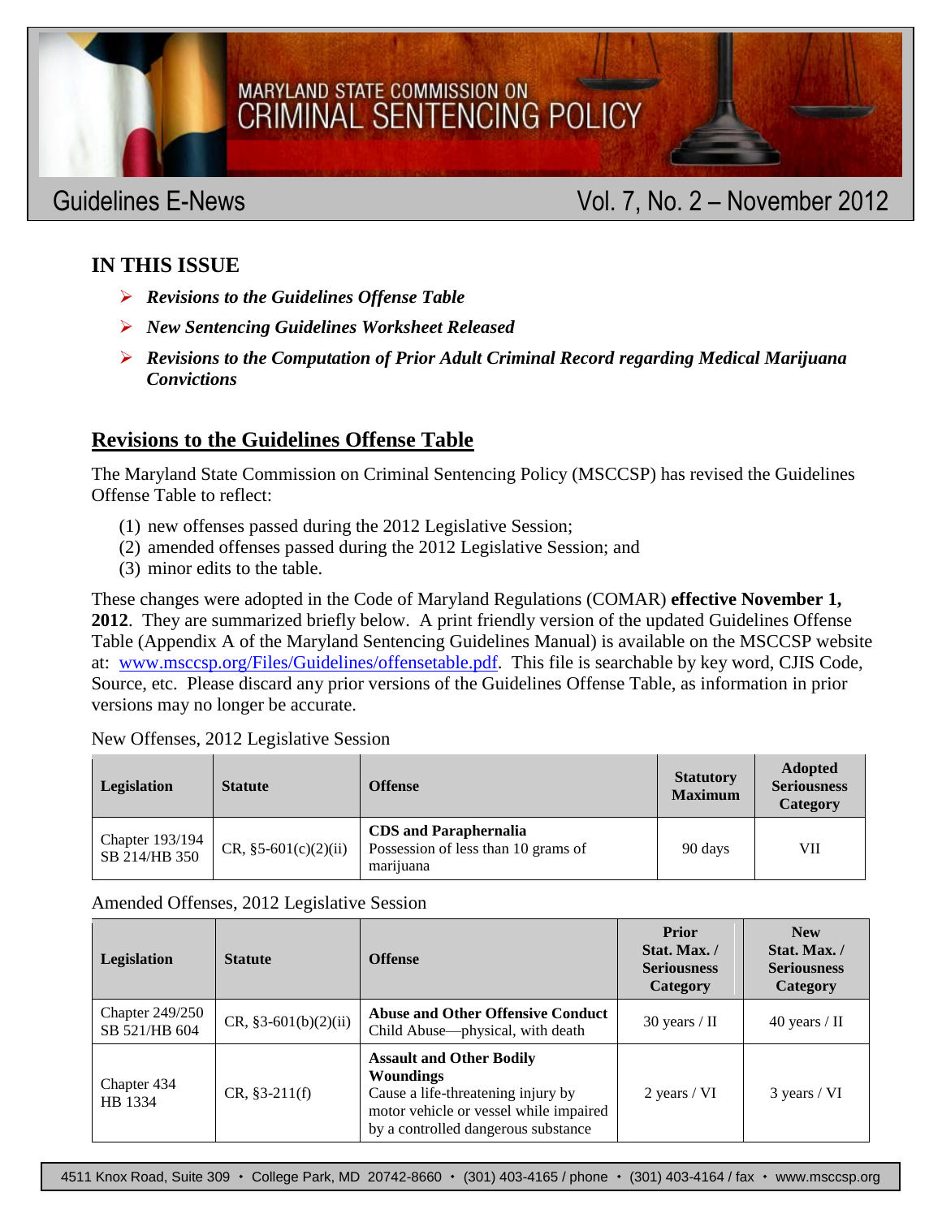MARYLAND STATE COMMISSION ON CRIMINAL SENTENCING POLICY

Guidelines E-News — Vol. 7, No. 2 – November 2012

## IN THIS ISSUE

- ***Revisions to the Guidelines Offense Table***
- ***New Sentencing Guidelines Worksheet Released***
- ***Revisions to the Computation of Prior Adult Criminal Record regarding Medical Marijuana Convictions***

## Revisions to the Guidelines Offense Table

The Maryland State Commission on Criminal Sentencing Policy (MSCCSP) has revised the Guidelines Offense Table to reflect:

(1) new offenses passed during the 2012 Legislative Session;
(2) amended offenses passed during the 2012 Legislative Session; and
(3) minor edits to the table.

These changes were adopted in the Code of Maryland Regulations (COMAR) **effective November 1, 2012**. They are summarized briefly below. A print friendly version of the updated Guidelines Offense Table (Appendix A of the Maryland Sentencing Guidelines Manual) is available on the MSCCSP website at: www.msccsp.org/Files/Guidelines/offensetable.pdf. This file is searchable by key word, CJIS Code, Source, etc. Please discard any prior versions of the Guidelines Offense Table, as information in prior versions may no longer be accurate.

New Offenses, 2012 Legislative Session

| Legislation | Statute | Offense | Statutory Maximum | Adopted Seriousness Category |
|---|---|---|---|---|
| Chapter 193/194 SB 214/HB 350 | CR, §5-601(c)(2)(ii) | **CDS and Paraphernalia** Possession of less than 10 grams of marijuana | 90 days | VII |

Amended Offenses, 2012 Legislative Session

| Legislation | Statute | Offense | Prior Stat. Max. / Seriousness Category | New Stat. Max. / Seriousness Category |
|---|---|---|---|---|
| Chapter 249/250 SB 521/HB 604 | CR, §3-601(b)(2)(ii) | **Abuse and Other Offensive Conduct** Child Abuse—physical, with death | 30 years / II | 40 years / II |
| Chapter 434 HB 1334 | CR, §3-211(f) | **Assault and Other Bodily Woundings** Cause a life-threatening injury by motor vehicle or vessel while impaired by a controlled dangerous substance | 2 years / VI | 3 years / VI |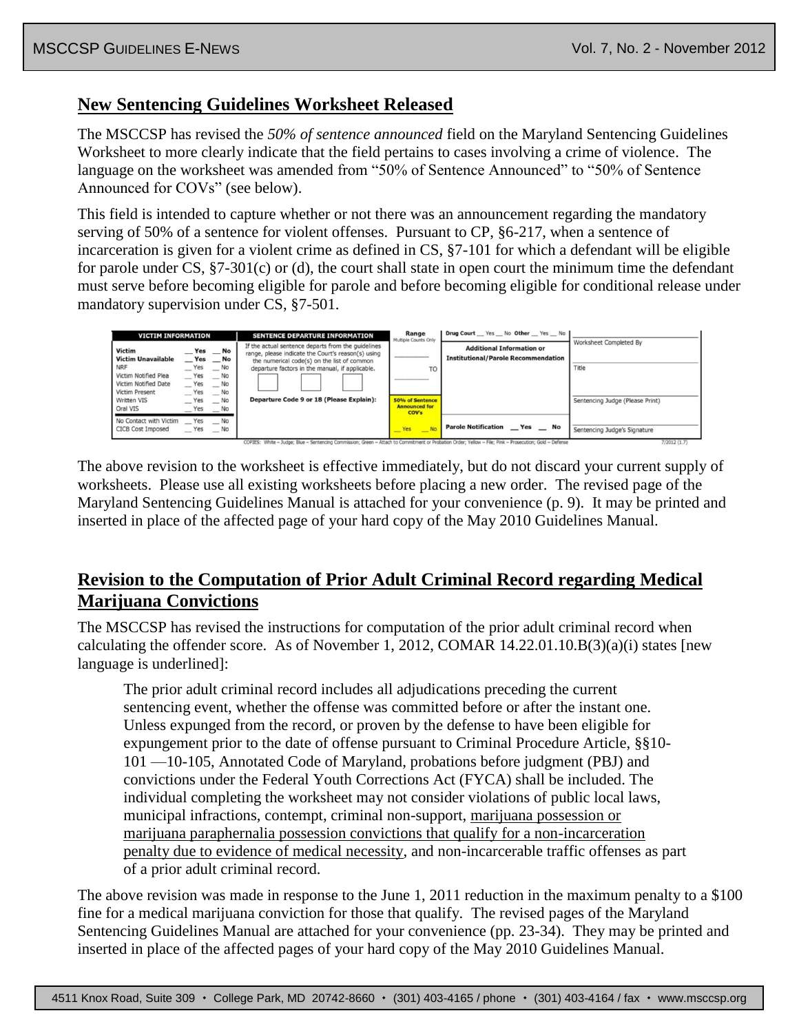## New Sentencing Guidelines Worksheet Released

The MSCCSP has revised the *50% of sentence announced* field on the Maryland Sentencing Guidelines Worksheet to more clearly indicate that the field pertains to cases involving a crime of violence. The language on the worksheet was amended from "50% of Sentence Announced" to "50% of Sentence Announced for COVs" (see below).

This field is intended to capture whether or not there was an announcement regarding the mandatory serving of 50% of a sentence for violent offenses. Pursuant to CP, §6-217, when a sentence of incarceration is given for a violent crime as defined in CS, §7-101 for which a defendant will be eligible for parole under CS, §7-301(c) or (d), the court shall state in open court the minimum time the defendant must serve before becoming eligible for parole and before becoming eligible for conditional release under mandatory supervision under CS, §7-501.

| VICTIM INFORMATION | | SENTENCE DEPARTURE INFORMATION | Range (Multiple Counts Only) | Drug Court __ Yes __ No Other __ Yes __ No | |
|---|---|---|---|---|---|
| **Victim** | __ **Yes** __ **No** | If the actual sentence departs from the guidelines range, please indicate the Court's reason(s) using the numerical code(s) on the list of common departure factors in the manual, if applicable. | ________ TO ________ | **Additional Information or Institutional/Parole Recommendation** | Worksheet Completed By |
| **Victim Unavailable** | __ **Yes** __ **No** | | | | Title |
| NRF | __ Yes __ No | | | | |
| Victim Notified Plea | __ Yes __ No | | | | |
| Victim Notified Date | __ Yes __ No | | | | |
| Victim Present | __ Yes __ No | | | | Sentencing Judge (Please Print) |
| Written VIS | __ Yes __ No | **Departure Code 9 or 18 (Please Explain):** | **50% of Sentence Announced for COV's** | | |
| Oral VIS | __ Yes __ No | | | | |
| No Contact with Victim | __ Yes __ No | | __ Yes __ No | **Parole Notification** __ **Yes** __ **No** | Sentencing Judge's Signature |
| CICB Cost Imposed | __ Yes __ No | | | | |

COPIES: White – Judge; Blue – Sentencing Commission; Green – Attach to Commitment or Probation Order; Yellow – File; Pink – Prosecution; Gold – Defense 7/2012 (1.7)

The above revision to the worksheet is effective immediately, but do not discard your current supply of worksheets. Please use all existing worksheets before placing a new order. The revised page of the Maryland Sentencing Guidelines Manual is attached for your convenience (p. 9). It may be printed and inserted in place of the affected page of your hard copy of the May 2010 Guidelines Manual.

## Revision to the Computation of Prior Adult Criminal Record regarding Medical Marijuana Convictions

The MSCCSP has revised the instructions for computation of the prior adult criminal record when calculating the offender score. As of November 1, 2012, COMAR 14.22.01.10.B(3)(a)(i) states [new language is underlined]:

> The prior adult criminal record includes all adjudications preceding the current sentencing event, whether the offense was committed before or after the instant one. Unless expunged from the record, or proven by the defense to have been eligible for expungement prior to the date of offense pursuant to Criminal Procedure Article, §§10-101 —10-105, Annotated Code of Maryland, probations before judgment (PBJ) and convictions under the Federal Youth Corrections Act (FYCA) shall be included. The individual completing the worksheet may not consider violations of public local laws, municipal infractions, contempt, criminal non-support, <u>marijuana possession or marijuana paraphernalia possession convictions that qualify for a non-incarceration penalty due to evidence of medical necessity</u>, and non-incarcerable traffic offenses as part of a prior adult criminal record.

The above revision was made in response to the June 1, 2011 reduction in the maximum penalty to a $100 fine for a medical marijuana conviction for those that qualify. The revised pages of the Maryland Sentencing Guidelines Manual are attached for your convenience (pp. 23-34). They may be printed and inserted in place of the affected pages of your hard copy of the May 2010 Guidelines Manual.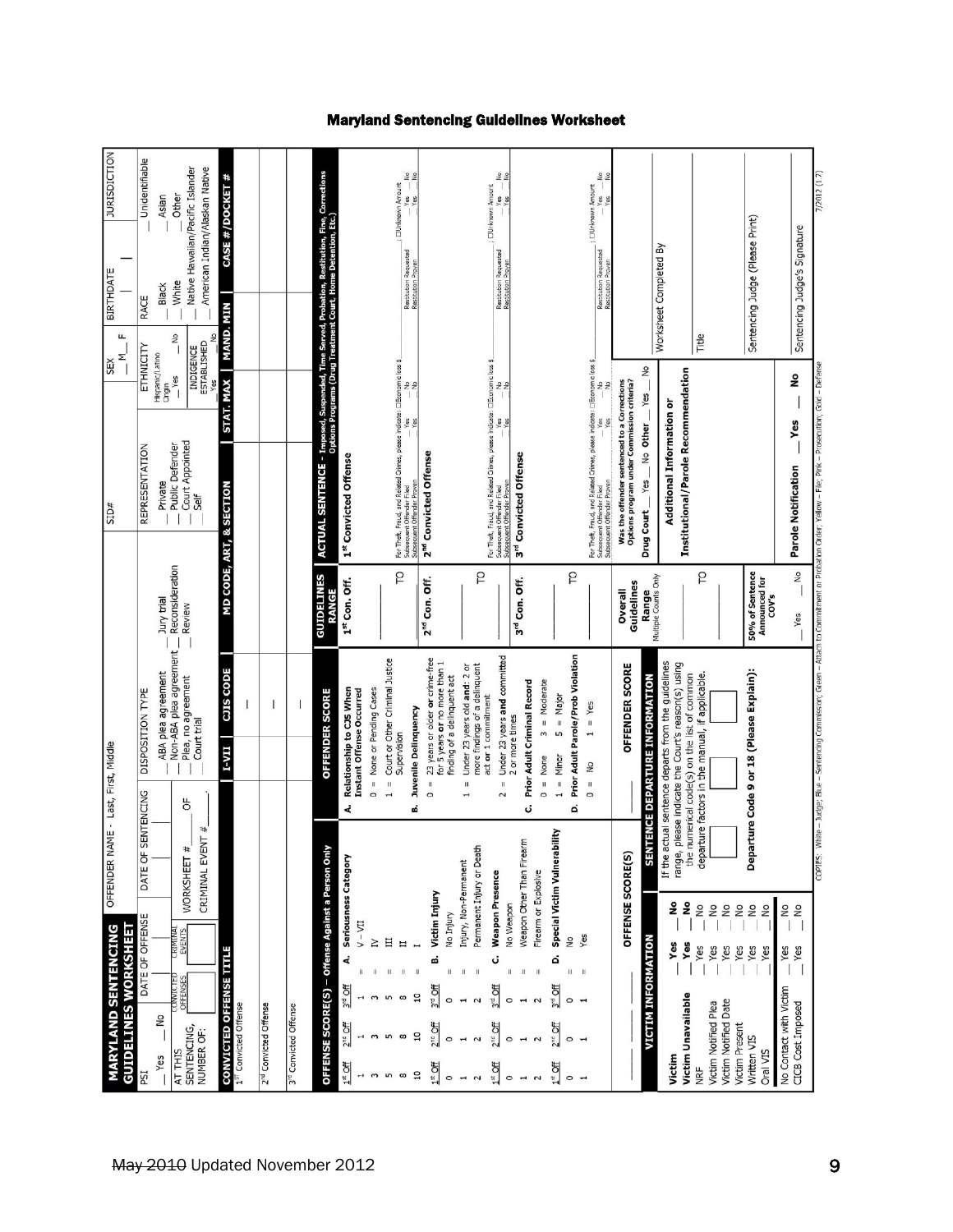# Maryland Sentencing Guidelines Worksheet

## MARYLAND SENTENCING GUIDELINES WORKSHEET

| PSI | DATE OF OFFENSE | OFFENDER NAME - Last, First, Middle | DISPOSITION TYPE | SID# | SEX | BIRTHDATE | JURISDICTION |
|---|---|---|---|---|---|---|---|
| __ Yes __ No | | | __ ABA plea agreement<br>__ Non-ABA plea agreement<br>__ Plea, no agreement<br>__ Court trial | __ Jury trial<br>__ Reconsideration<br>__ Review | __ M __ F | \| \| | |

| AT THIS SENTENCING, NUMBER OF: | CONVICTED OFFENSES | CRIMINAL EVENTS | DATE OF SENTENCING | WORKSHEET # ___ OF ___<br>CRIMINAL EVENT # ___ |
|---|---|---|---|---|

**REPRESENTATION:** __ Private __ Public Defender __ Court Appointed __ Self

**ETHNICITY:** Hispanic/Latino Origin __ Yes __ No

**INDIGENCE ESTABLISHED:** __ Yes __ No

**RACE:** __ Black __ White __ Native Hawaiian/Pacific Islander __ American Indian/Alaskan Native __ Unidentifiable __ Asian __ Other

| CONVICTED OFFENSE TITLE | I-VII | CJIS CODE | MD CODE, ART, & SECTION | STAT. MAX | MAND. MIN | CASE #/DOCKET # |
|---|---|---|---|---|---|---|
| 1st Convicted Offense | | \| | | | | |
| 2nd Convicted Offense | | \| | | | | |
| 3rd Convicted Offense | | \| | | | | |

### OFFENSE SCORE(S) – Offense Against a Person Only

**A. Seriousness Category**

| 1st Off | 2nd Off | 3rd Off | | |
|---|---|---|---|---|
| 1 | 1 | 1 | = | V – VII |
| 3 | 3 | 3 | = | IV |
| 5 | 5 | 5 | = | III |
| 8 | 8 | 8 | = | II |
| 10 | 10 | 10 | = | I |

**B. Victim Injury**

| 1st Off | 2nd Off | 3rd Off | | |
|---|---|---|---|---|
| 0 | 0 | 0 | = | No Injury |
| 1 | 1 | 1 | = | Injury, Non-Permanent |
| 2 | 2 | 2 | = | Permanent Injury or Death |

**C. Weapon Presence**

| 1st Off | 2nd Off | 3rd Off | | |
|---|---|---|---|---|
| 0 | 0 | 0 | = | No Weapon |
| 1 | 1 | 1 | = | Weapon Other Than Firearm |
| 2 | 2 | 2 | = | Firearm or Explosive |

**D. Special Victim Vulnerability**

| 1st Off | 2nd Off | 3rd Off | | |
|---|---|---|---|---|
| 0 | 0 | 0 | = | No |
| 1 | 1 | 1 | = | Yes |

___ ___ ___ **OFFENSE SCORE(S)**

### OFFENDER SCORE

**A. Relationship to CJS When Instant Offense Occurred**
- 0 = None or Pending Cases
- 1 = Court or Other Criminal Justice Supervision

**B. Juvenile Delinquency**
- 0 = 23 years or older **or** crime-free for 5 years **or** no more than 1 finding of a delinquent act
- 1 = Under 23 years old **and:** 2 or more findings of a delinquent act **or** 1 commitment
- 2 = Under 23 years **and** committed 2 or more times

**C. Prior Adult Criminal Record**
- 0 = None 3 = Moderate
- 1 = Minor 5 = Major

**D. Prior Adult Parole/Prob Violation**
- 0 = No 1 = Yes

___ **OFFENDER SCORE**

### GUIDELINES RANGE

| 1st Con. Off. |
|---|
| ___ TO ___ |
| **2nd Con. Off.** |
| ___ TO ___ |
| **3rd Con. Off.** |
| ___ TO ___ |

**Overall Guidelines Range** (Multiple Counts Only): ___ TO ___

**50% of Sentence Announced for COV's** __ Yes __ No

### ACTUAL SENTENCE – Imposed, Suspended, Time Served, Probation, Restitution, Fine, Corrections Options Programs (Drug Treatment Court, Home Detention, Etc.)

**1st Convicted Offense**

For Theft, Fraud, and Related Crimes, please indicate: ☐Economic loss $______; ☐Unknown Amount
Subsequent Offender Filed __ Yes __ No; Restitution Requested __ Yes __ No
Subsequent Offender Proven __ Yes __ No; Restitution Proven __ Yes __ No

**2nd Convicted Offense**

For Theft, Fraud, and Related Crimes, please indicate: ☐Economic loss $______; ☐Unknown Amount
Subsequent Offender Filed __ Yes __ No; Restitution Requested __ Yes __ No
Subsequent Offender Proven __ Yes __ No; Restitution Proven __ Yes __ No

**3rd Convicted Offense**

For Theft, Fraud, and Related Crimes, please indicate: ☐Economic loss $______; ☐Unknown Amount
Subsequent Offender Filed __ Yes __ No; Restitution Requested __ Yes __ No
Subsequent Offender Proven __ Yes __ No; Restitution Proven __ Yes __ No

**Was the offender sentenced to a Corrections Options program under Commission criteria?**
**Drug Court** __ Yes __ No **Other** __ Yes __ No

**Additional Information or Institutional/Parole Recommendation**

**Parole Notification** __ **Yes** __ **No**

Worksheet Completed By

Title

Sentencing Judge (Please Print)

Sentencing Judge's Signature

### VICTIM INFORMATION

| | | |
|---|---|---|
| **Victim** | __ **Yes** | __ **No** |
| **Victim Unavailable** | __ **Yes** | __ **No** |
| NRF | __ Yes | __ No |
| Victim Notified Plea | __ Yes | __ No |
| Victim Notified Date | __ Yes | __ No |
| Victim Present | __ Yes | __ No |
| Written VIS | __ Yes | __ No |
| Oral VIS | __ Yes | __ No |
| No Contact with Victim | __ Yes | __ No |
| CICB Cost Imposed | __ Yes | __ No |

### SENTENCE DEPARTURE INFORMATION

If the actual sentence departs from the guidelines range, please indicate the Court's reason(s) using the numerical code(s) on the list of common departure factors in the manual, if applicable.

☐ ☐ ☐

**Departure Code 9 or 18 (Please Explain):**

COPIES: White – Judge; Blue – Sentencing Commission; Green – Attach to Commitment or Probation Order; Yellow – File; Pink – Prosecution; Gold – Defense

7/2012 (1.7)

~~May 2010~~ Updated November 2012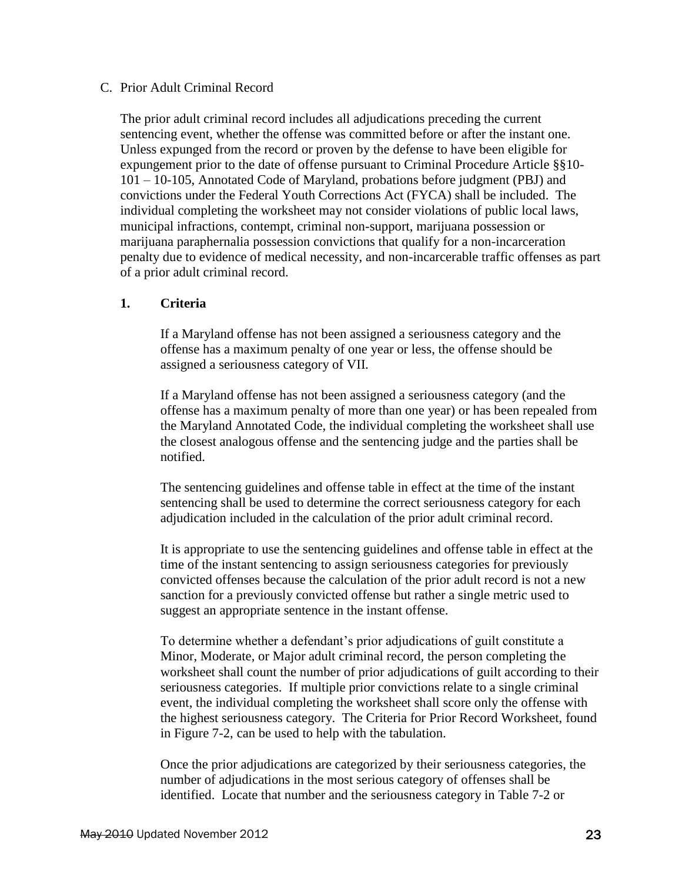C. Prior Adult Criminal Record

The prior adult criminal record includes all adjudications preceding the current sentencing event, whether the offense was committed before or after the instant one. Unless expunged from the record or proven by the defense to have been eligible for expungement prior to the date of offense pursuant to Criminal Procedure Article §§10-101 – 10-105, Annotated Code of Maryland, probations before judgment (PBJ) and convictions under the Federal Youth Corrections Act (FYCA) shall be included. The individual completing the worksheet may not consider violations of public local laws, municipal infractions, contempt, criminal non-support, marijuana possession or marijuana paraphernalia possession convictions that qualify for a non-incarceration penalty due to evidence of medical necessity, and non-incarcerable traffic offenses as part of a prior adult criminal record.

**1. Criteria**

If a Maryland offense has not been assigned a seriousness category and the offense has a maximum penalty of one year or less, the offense should be assigned a seriousness category of VII.

If a Maryland offense has not been assigned a seriousness category (and the offense has a maximum penalty of more than one year) or has been repealed from the Maryland Annotated Code, the individual completing the worksheet shall use the closest analogous offense and the sentencing judge and the parties shall be notified.

The sentencing guidelines and offense table in effect at the time of the instant sentencing shall be used to determine the correct seriousness category for each adjudication included in the calculation of the prior adult criminal record.

It is appropriate to use the sentencing guidelines and offense table in effect at the time of the instant sentencing to assign seriousness categories for previously convicted offenses because the calculation of the prior adult record is not a new sanction for a previously convicted offense but rather a single metric used to suggest an appropriate sentence in the instant offense.

To determine whether a defendant's prior adjudications of guilt constitute a Minor, Moderate, or Major adult criminal record, the person completing the worksheet shall count the number of prior adjudications of guilt according to their seriousness categories. If multiple prior convictions relate to a single criminal event, the individual completing the worksheet shall score only the offense with the highest seriousness category. The Criteria for Prior Record Worksheet, found in Figure 7-2, can be used to help with the tabulation.

Once the prior adjudications are categorized by their seriousness categories, the number of adjudications in the most serious category of offenses shall be identified. Locate that number and the seriousness category in Table 7-2 or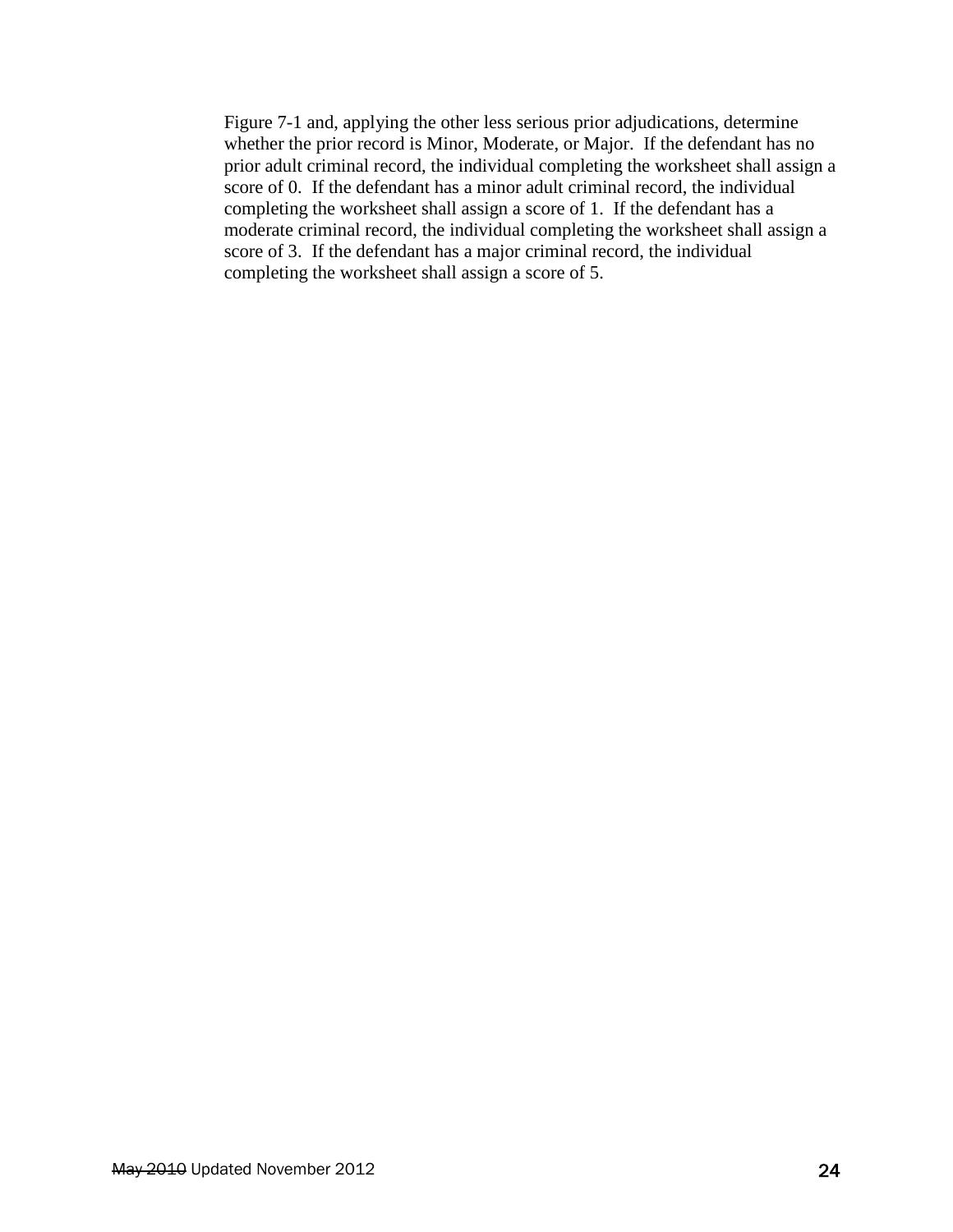Figure 7-1 and, applying the other less serious prior adjudications, determine whether the prior record is Minor, Moderate, or Major. If the defendant has no prior adult criminal record, the individual completing the worksheet shall assign a score of 0. If the defendant has a minor adult criminal record, the individual completing the worksheet shall assign a score of 1. If the defendant has a moderate criminal record, the individual completing the worksheet shall assign a score of 3. If the defendant has a major criminal record, the individual completing the worksheet shall assign a score of 5.